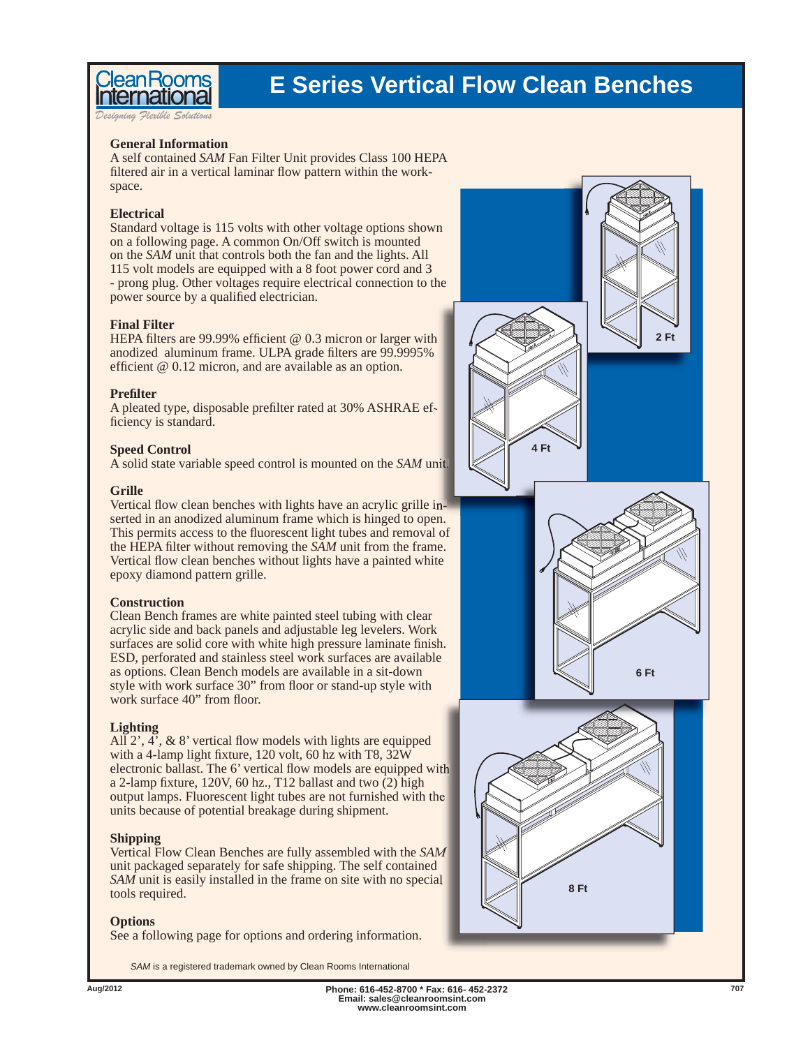# E Series Vertical Flow Clean Benches

Clean Rooms International

*Designing Flexible Solutions*

### General Information

A self contained *SAM* Fan Filter Unit provides Class 100 HEPA filtered air in a vertical laminar flow pattern within the work-space.

### Electrical

Standard voltage is 115 volts with other voltage options shown on a following page. A common On/Off switch is mounted on the *SAM* unit that controls both the fan and the lights. All 115 volt models are equipped with a 8 foot power cord and 3 - prong plug. Other voltages require electrical connection to the power source by a qualified electrician.

### Final Filter

HEPA filters are 99.99% efficient @ 0.3 micron or larger with anodized aluminum frame. ULPA grade filters are 99.9995% efficient @ 0.12 micron, and are available as an option.

### Prefilter

A pleated type, disposable prefilter rated at 30% ASHRAE efficiency is standard.

### Speed Control

A solid state variable speed control is mounted on the *SAM* unit.

### Grille

Vertical flow clean benches with lights have an acrylic grille inserted in an anodized aluminum frame which is hinged to open. This permits access to the fluorescent light tubes and removal of the HEPA filter without removing the *SAM* unit from the frame. Vertical flow clean benches without lights have a painted white epoxy diamond pattern grille.

### Construction

Clean Bench frames are white painted steel tubing with clear acrylic side and back panels and adjustable leg levelers. Work surfaces are solid core with white high pressure laminate finish. ESD, perforated and stainless steel work surfaces are available as options. Clean Bench models are available in a sit-down style with work surface 30" from floor or stand-up style with work surface 40" from floor.

### Lighting

All 2', 4', & 8' vertical flow models with lights are equipped with a 4-lamp light fixture, 120 volt, 60 hz with T8, 32W electronic ballast. The 6' vertical flow models are equipped with a 2-lamp fixture, 120V, 60 hz., T12 ballast and two (2) high output lamps. Fluorescent light tubes are not furnished with the units because of potential breakage during shipment.

### Shipping

Vertical Flow Clean Benches are fully assembled with the *SAM* unit packaged separately for safe shipping. The self contained *SAM* unit is easily installed in the frame on site with no special tools required.

### Options

See a following page for options and ordering information.

2 Ft

4 Ft

6 Ft

8 Ft

*SAM* is a registered trademark owned by Clean Rooms International

Aug/2012

Phone: 616-452-8700 * Fax: 616- 452-2372
Email: sales@cleanroomsint.com
www.cleanroomsint.com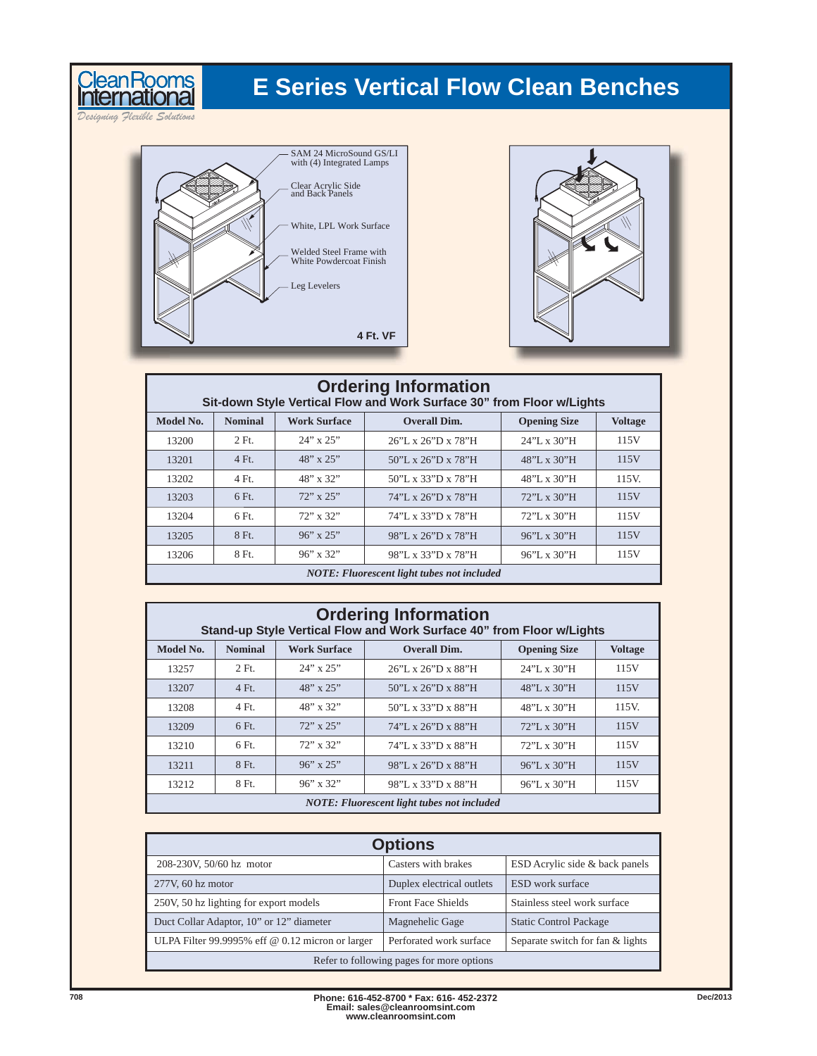# E Series Vertical Flow Clean Benches

SAM 24 MicroSound GS/LI with (4) Integrated Lamps

Clear Acrylic Side and Back Panels

White, LPL Work Surface

Welded Steel Frame with White Powdercoat Finish

Leg Levelers

4 Ft. VF

## Ordering Information

### Sit-down Style Vertical Flow and Work Surface 30" from Floor w/Lights

| Model No. | Nominal | Work Surface | Overall Dim. | Opening Size | Voltage |
|---|---|---|---|---|---|
| 13200 | 2 Ft. | 24" x 25" | 26"L x 26"D x 78"H | 24"L x 30"H | 115V |
| 13201 | 4 Ft. | 48" x 25" | 50"L x 26"D x 78"H | 48"L x 30"H | 115V |
| 13202 | 4 Ft. | 48" x 32" | 50"L x 33"D x 78"H | 48"L x 30"H | 115V. |
| 13203 | 6 Ft. | 72" x 25" | 74"L x 26"D x 78"H | 72"L x 30"H | 115V |
| 13204 | 6 Ft. | 72" x 32" | 74"L x 33"D x 78"H | 72"L x 30"H | 115V |
| 13205 | 8 Ft. | 96" x 25" | 98"L x 26"D x 78"H | 96"L x 30"H | 115V |
| 13206 | 8 Ft. | 96" x 32" | 98"L x 33"D x 78"H | 96"L x 30"H | 115V |

*NOTE: Fluorescent light tubes not included*

## Ordering Information

### Stand-up Style Vertical Flow and Work Surface 40" from Floor w/Lights

| Model No. | Nominal | Work Surface | Overall Dim. | Opening Size | Voltage |
|---|---|---|---|---|---|
| 13257 | 2 Ft. | 24" x 25" | 26"L x 26"D x 88"H | 24"L x 30"H | 115V |
| 13207 | 4 Ft. | 48" x 25" | 50"L x 26"D x 88"H | 48"L x 30"H | 115V |
| 13208 | 4 Ft. | 48" x 32" | 50"L x 33"D x 88"H | 48"L x 30"H | 115V. |
| 13209 | 6 Ft. | 72" x 25" | 74"L x 26"D x 88"H | 72"L x 30"H | 115V |
| 13210 | 6 Ft. | 72" x 32" | 74"L x 33"D x 88"H | 72"L x 30"H | 115V |
| 13211 | 8 Ft. | 96" x 25" | 98"L x 26"D x 88"H | 96"L x 30"H | 115V |
| 13212 | 8 Ft. | 96" x 32" | 98"L x 33"D x 88"H | 96"L x 30"H | 115V |

*NOTE: Fluorescent light tubes not included*

## Options

| | | |
|---|---|---|
| 208-230V, 50/60 hz motor | Casters with brakes | ESD Acrylic side & back panels |
| 277V, 60 hz motor | Duplex electrical outlets | ESD work surface |
| 250V, 50 hz lighting for export models | Front Face Shields | Stainless steel work surface |
| Duct Collar Adaptor, 10" or 12" diameter | Magnehelic Gage | Static Control Package |
| ULPA Filter 99.9995% eff @ 0.12 micron or larger | Perforated work surface | Separate switch for fan & lights |

Refer to following pages for more options

Phone: 616-452-8700 * Fax: 616- 452-2372
Email: sales@cleanroomsint.com
www.cleanroomsint.com

Dec/2013